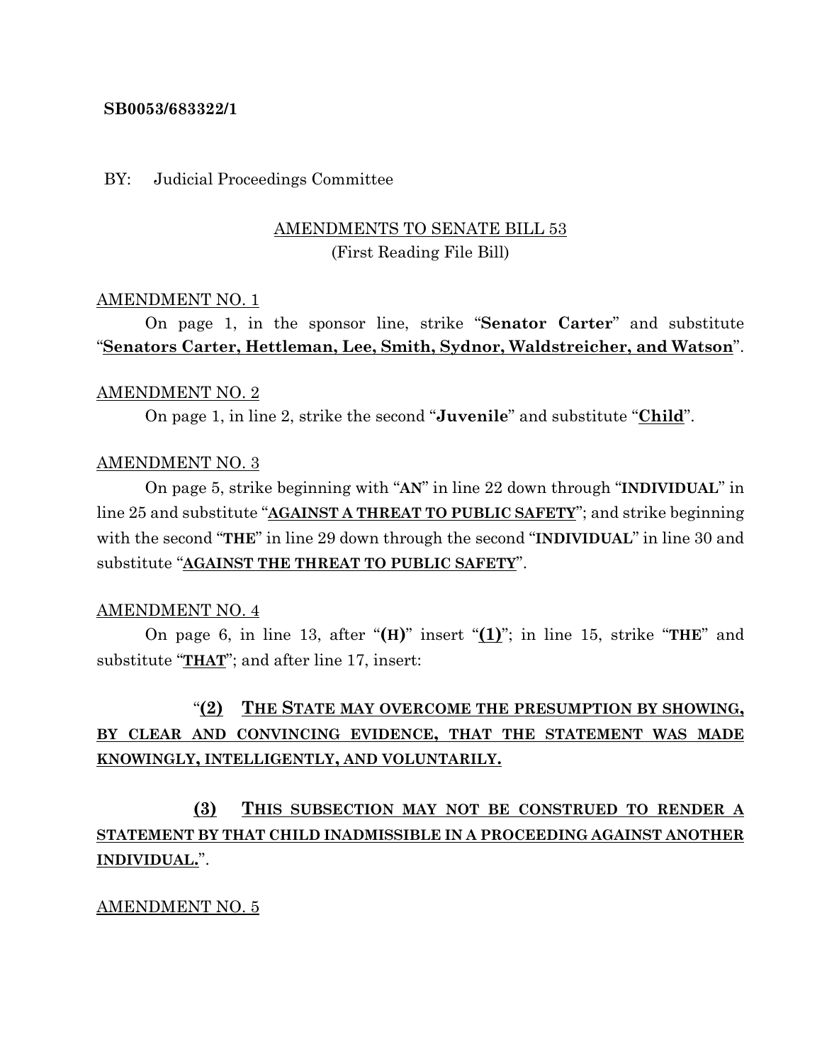**SB0053/683322/1**

BY: Judicial Proceedings Committee

AMENDMENTS TO SENATE BILL 53
(First Reading File Bill)

AMENDMENT NO. 1

On page 1, in the sponsor line, strike "**Senator Carter**" and substitute "**Senators Carter, Hettleman, Lee, Smith, Sydnor, Waldstreicher, and Watson**".

AMENDMENT NO. 2

On page 1, in line 2, strike the second "**Juvenile**" and substitute "**Child**".

AMENDMENT NO. 3

On page 5, strike beginning with "**AN**" in line 22 down through "**INDIVIDUAL**" in line 25 and substitute "**AGAINST A THREAT TO PUBLIC SAFETY**"; and strike beginning with the second "**THE**" in line 29 down through the second "**INDIVIDUAL**" in line 30 and substitute "**AGAINST THE THREAT TO PUBLIC SAFETY**".

AMENDMENT NO. 4

On page 6, in line 13, after "**(H)**" insert "**(1)**"; in line 15, strike "**THE**" and substitute "**THAT**"; and after line 17, insert:

"**(2) THE STATE MAY OVERCOME THE PRESUMPTION BY SHOWING, BY CLEAR AND CONVINCING EVIDENCE, THAT THE STATEMENT WAS MADE KNOWINGLY, INTELLIGENTLY, AND VOLUNTARILY.**

**(3) THIS SUBSECTION MAY NOT BE CONSTRUED TO RENDER A STATEMENT BY THAT CHILD INADMISSIBLE IN A PROCEEDING AGAINST ANOTHER INDIVIDUAL.**".

AMENDMENT NO. 5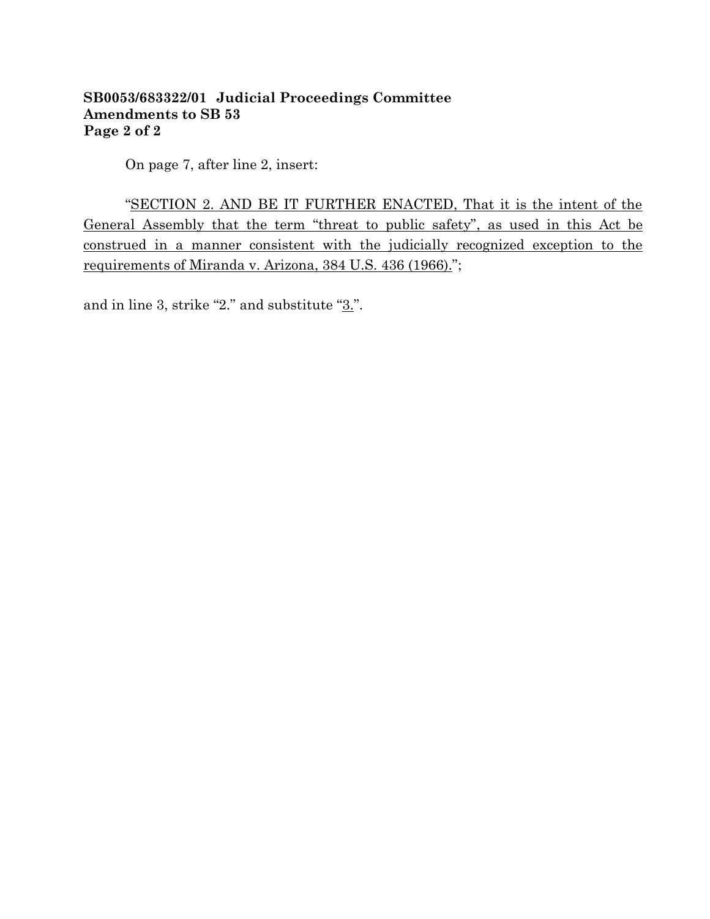**SB0053/683322/01 Judicial Proceedings Committee**
**Amendments to SB 53**

On page 7, after line 2, insert:

"SECTION 2. AND BE IT FURTHER ENACTED, That it is the intent of the General Assembly that the term "threat to public safety", as used in this Act be construed in a manner consistent with the judicially recognized exception to the requirements of Miranda v. Arizona, 384 U.S. 436 (1966).";

and in line 3, strike "2." and substitute "3.".